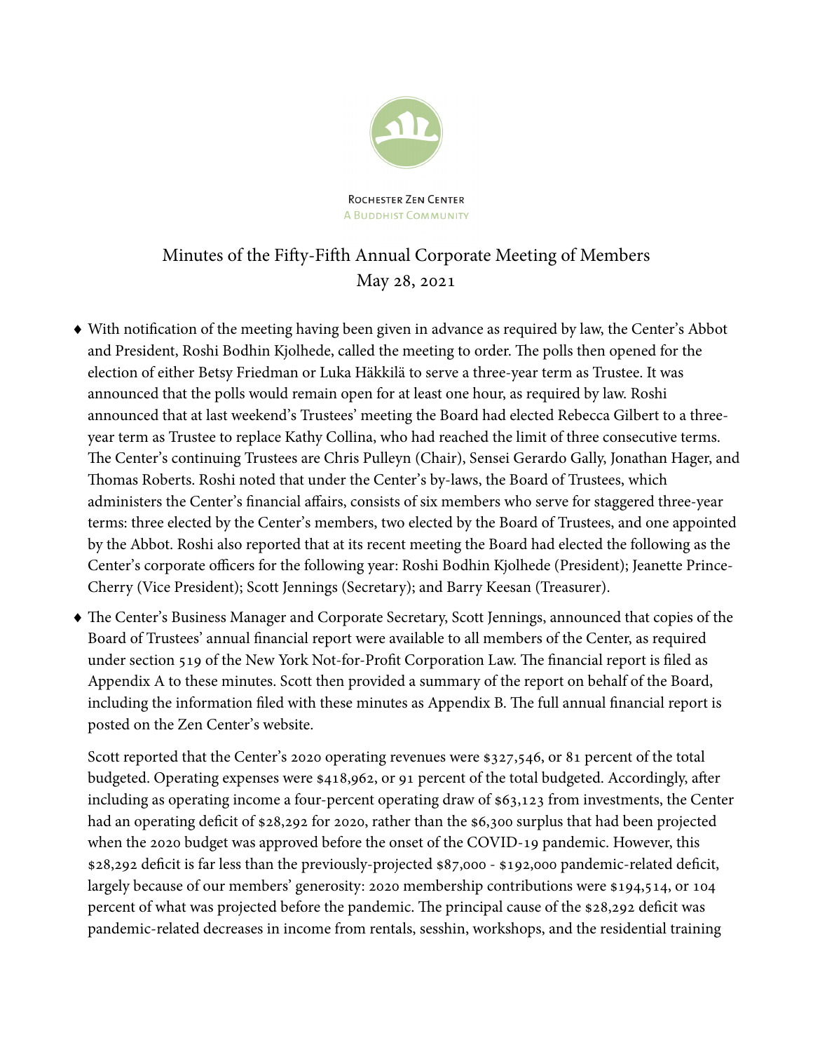Rochester Zen Center
A Buddhist Community

# Minutes of the Fifty-Fifth Annual Corporate Meeting of Members
May 28, 2021

- ♦ With notification of the meeting having been given in advance as required by law, the Center's Abbot and President, Roshi Bodhin Kjolhede, called the meeting to order. The polls then opened for the election of either Betsy Friedman or Luka Häkkilä to serve a three-year term as Trustee. It was announced that the polls would remain open for at least one hour, as required by law. Roshi announced that at last weekend's Trustees' meeting the Board had elected Rebecca Gilbert to a three-year term as Trustee to replace Kathy Collina, who had reached the limit of three consecutive terms. The Center's continuing Trustees are Chris Pulleyn (Chair), Sensei Gerardo Gally, Jonathan Hager, and Thomas Roberts. Roshi noted that under the Center's by-laws, the Board of Trustees, which administers the Center's financial affairs, consists of six members who serve for staggered three-year terms: three elected by the Center's members, two elected by the Board of Trustees, and one appointed by the Abbot. Roshi also reported that at its recent meeting the Board had elected the following as the Center's corporate officers for the following year: Roshi Bodhin Kjolhede (President); Jeanette Prince-Cherry (Vice President); Scott Jennings (Secretary); and Barry Keesan (Treasurer).

- ♦ The Center's Business Manager and Corporate Secretary, Scott Jennings, announced that copies of the Board of Trustees' annual financial report were available to all members of the Center, as required under section 519 of the New York Not-for-Profit Corporation Law. The financial report is filed as Appendix A to these minutes. Scott then provided a summary of the report on behalf of the Board, including the information filed with these minutes as Appendix B. The full annual financial report is posted on the Zen Center's website.

  Scott reported that the Center's 2020 operating revenues were $327,546, or 81 percent of the total budgeted. Operating expenses were $418,962, or 91 percent of the total budgeted. Accordingly, after including as operating income a four-percent operating draw of $63,123 from investments, the Center had an operating deficit of $28,292 for 2020, rather than the $6,300 surplus that had been projected when the 2020 budget was approved before the onset of the COVID-19 pandemic. However, this $28,292 deficit is far less than the previously-projected $87,000 - $192,000 pandemic-related deficit, largely because of our members' generosity: 2020 membership contributions were $194,514, or 104 percent of what was projected before the pandemic. The principal cause of the $28,292 deficit was pandemic-related decreases in income from rentals, sesshin, workshops, and the residential training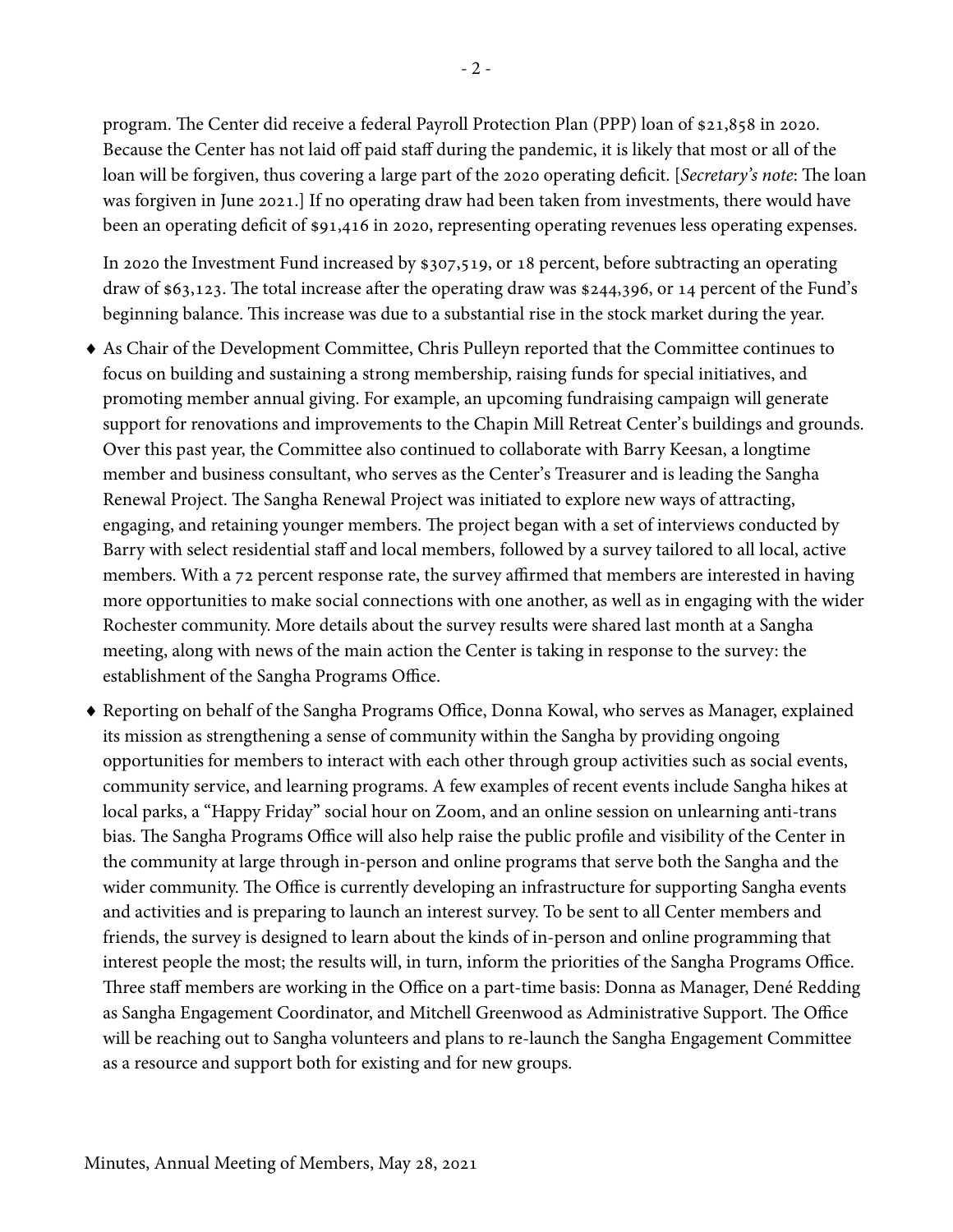program. The Center did receive a federal Payroll Protection Plan (PPP) loan of $21,858 in 2020. Because the Center has not laid off paid staff during the pandemic, it is likely that most or all of the loan will be forgiven, thus covering a large part of the 2020 operating deficit. [*Secretary's note*: The loan was forgiven in June 2021.] If no operating draw had been taken from investments, there would have been an operating deficit of $91,416 in 2020, representing operating revenues less operating expenses.

In 2020 the Investment Fund increased by $307,519, or 18 percent, before subtracting an operating draw of $63,123. The total increase after the operating draw was $244,396, or 14 percent of the Fund's beginning balance. This increase was due to a substantial rise in the stock market during the year.

- As Chair of the Development Committee, Chris Pulleyn reported that the Committee continues to focus on building and sustaining a strong membership, raising funds for special initiatives, and promoting member annual giving. For example, an upcoming fundraising campaign will generate support for renovations and improvements to the Chapin Mill Retreat Center's buildings and grounds. Over this past year, the Committee also continued to collaborate with Barry Keesan, a longtime member and business consultant, who serves as the Center's Treasurer and is leading the Sangha Renewal Project. The Sangha Renewal Project was initiated to explore new ways of attracting, engaging, and retaining younger members. The project began with a set of interviews conducted by Barry with select residential staff and local members, followed by a survey tailored to all local, active members. With a 72 percent response rate, the survey affirmed that members are interested in having more opportunities to make social connections with one another, as well as in engaging with the wider Rochester community. More details about the survey results were shared last month at a Sangha meeting, along with news of the main action the Center is taking in response to the survey: the establishment of the Sangha Programs Office.

- Reporting on behalf of the Sangha Programs Office, Donna Kowal, who serves as Manager, explained its mission as strengthening a sense of community within the Sangha by providing ongoing opportunities for members to interact with each other through group activities such as social events, community service, and learning programs. A few examples of recent events include Sangha hikes at local parks, a "Happy Friday" social hour on Zoom, and an online session on unlearning anti-trans bias. The Sangha Programs Office will also help raise the public profile and visibility of the Center in the community at large through in-person and online programs that serve both the Sangha and the wider community. The Office is currently developing an infrastructure for supporting Sangha events and activities and is preparing to launch an interest survey. To be sent to all Center members and friends, the survey is designed to learn about the kinds of in-person and online programming that interest people the most; the results will, in turn, inform the priorities of the Sangha Programs Office. Three staff members are working in the Office on a part-time basis: Donna as Manager, Dené Redding as Sangha Engagement Coordinator, and Mitchell Greenwood as Administrative Support. The Office will be reaching out to Sangha volunteers and plans to re-launch the Sangha Engagement Committee as a resource and support both for existing and for new groups.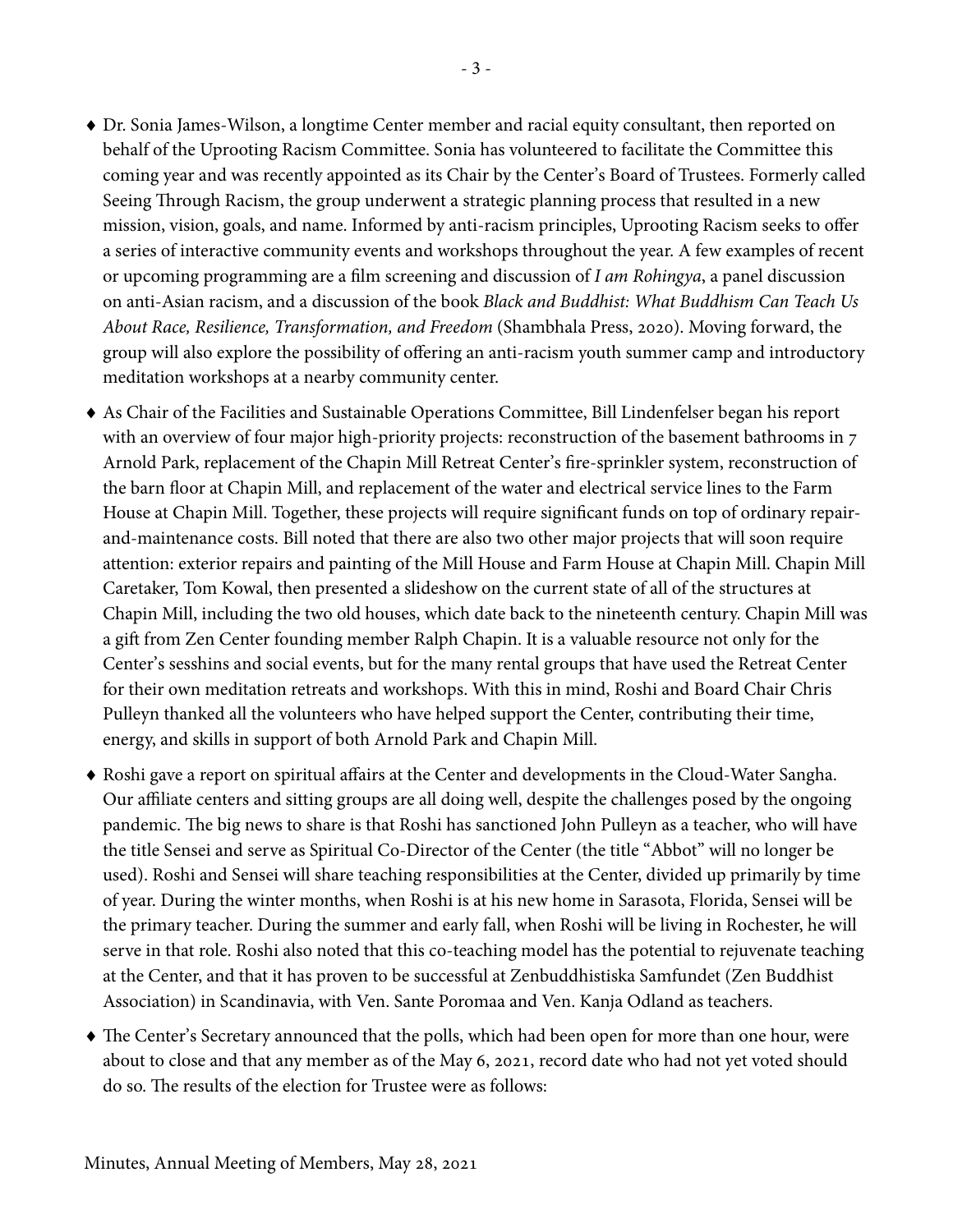- ♦ Dr. Sonia James-Wilson, a longtime Center member and racial equity consultant, then reported on behalf of the Uprooting Racism Committee. Sonia has volunteered to facilitate the Committee this coming year and was recently appointed as its Chair by the Center's Board of Trustees. Formerly called Seeing Through Racism, the group underwent a strategic planning process that resulted in a new mission, vision, goals, and name. Informed by anti-racism principles, Uprooting Racism seeks to offer a series of interactive community events and workshops throughout the year. A few examples of recent or upcoming programming are a film screening and discussion of *I am Rohingya*, a panel discussion on anti-Asian racism, and a discussion of the book *Black and Buddhist: What Buddhism Can Teach Us About Race, Resilience, Transformation, and Freedom* (Shambhala Press, 2020). Moving forward, the group will also explore the possibility of offering an anti-racism youth summer camp and introductory meditation workshops at a nearby community center.

- ♦ As Chair of the Facilities and Sustainable Operations Committee, Bill Lindenfelser began his report with an overview of four major high-priority projects: reconstruction of the basement bathrooms in 7 Arnold Park, replacement of the Chapin Mill Retreat Center's fire-sprinkler system, reconstruction of the barn floor at Chapin Mill, and replacement of the water and electrical service lines to the Farm House at Chapin Mill. Together, these projects will require significant funds on top of ordinary repair-and-maintenance costs. Bill noted that there are also two other major projects that will soon require attention: exterior repairs and painting of the Mill House and Farm House at Chapin Mill. Chapin Mill Caretaker, Tom Kowal, then presented a slideshow on the current state of all of the structures at Chapin Mill, including the two old houses, which date back to the nineteenth century. Chapin Mill was a gift from Zen Center founding member Ralph Chapin. It is a valuable resource not only for the Center's sesshins and social events, but for the many rental groups that have used the Retreat Center for their own meditation retreats and workshops. With this in mind, Roshi and Board Chair Chris Pulleyn thanked all the volunteers who have helped support the Center, contributing their time, energy, and skills in support of both Arnold Park and Chapin Mill.

- ♦ Roshi gave a report on spiritual affairs at the Center and developments in the Cloud-Water Sangha. Our affiliate centers and sitting groups are all doing well, despite the challenges posed by the ongoing pandemic. The big news to share is that Roshi has sanctioned John Pulleyn as a teacher, who will have the title Sensei and serve as Spiritual Co-Director of the Center (the title "Abbot" will no longer be used). Roshi and Sensei will share teaching responsibilities at the Center, divided up primarily by time of year. During the winter months, when Roshi is at his new home in Sarasota, Florida, Sensei will be the primary teacher. During the summer and early fall, when Roshi will be living in Rochester, he will serve in that role. Roshi also noted that this co-teaching model has the potential to rejuvenate teaching at the Center, and that it has proven to be successful at Zenbuddhistiska Samfundet (Zen Buddhist Association) in Scandinavia, with Ven. Sante Poromaa and Ven. Kanja Odland as teachers.

- ♦ The Center's Secretary announced that the polls, which had been open for more than one hour, were about to close and that any member as of the May 6, 2021, record date who had not yet voted should do so. The results of the election for Trustee were as follows: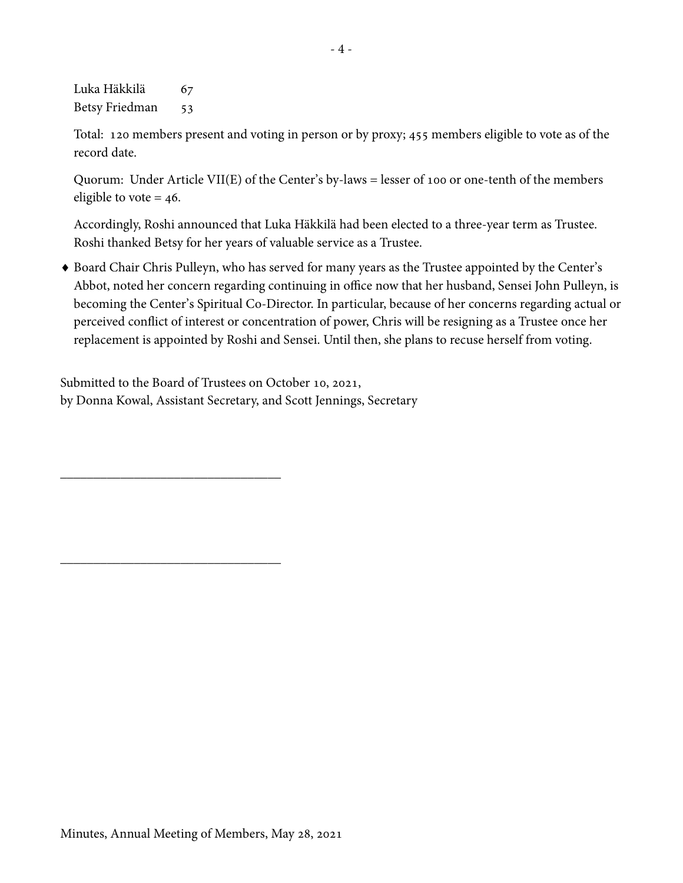| | |
|---|---|
| Luka Häkkilä | 67 |
| Betsy Friedman | 53 |

Total: 120 members present and voting in person or by proxy; 455 members eligible to vote as of the record date.

Quorum: Under Article VII(E) of the Center's by-laws = lesser of 100 or one-tenth of the members eligible to vote = 46.

Accordingly, Roshi announced that Luka Häkkilä had been elected to a three-year term as Trustee. Roshi thanked Betsy for her years of valuable service as a Trustee.

- Board Chair Chris Pulleyn, who has served for many years as the Trustee appointed by the Center's Abbot, noted her concern regarding continuing in office now that her husband, Sensei John Pulleyn, is becoming the Center's Spiritual Co-Director. In particular, because of her concerns regarding actual or perceived conflict of interest or concentration of power, Chris will be resigning as a Trustee once her replacement is appointed by Roshi and Sensei. Until then, she plans to recuse herself from voting.

Submitted to the Board of Trustees on October 10, 2021,
by Donna Kowal, Assistant Secretary, and Scott Jennings, Secretary

\_\_\_\_\_\_\_\_\_\_\_\_\_\_\_\_\_\_\_\_\_\_\_\_\_\_\_\_\_\_\_\_

\_\_\_\_\_\_\_\_\_\_\_\_\_\_\_\_\_\_\_\_\_\_\_\_\_\_\_\_\_\_\_\_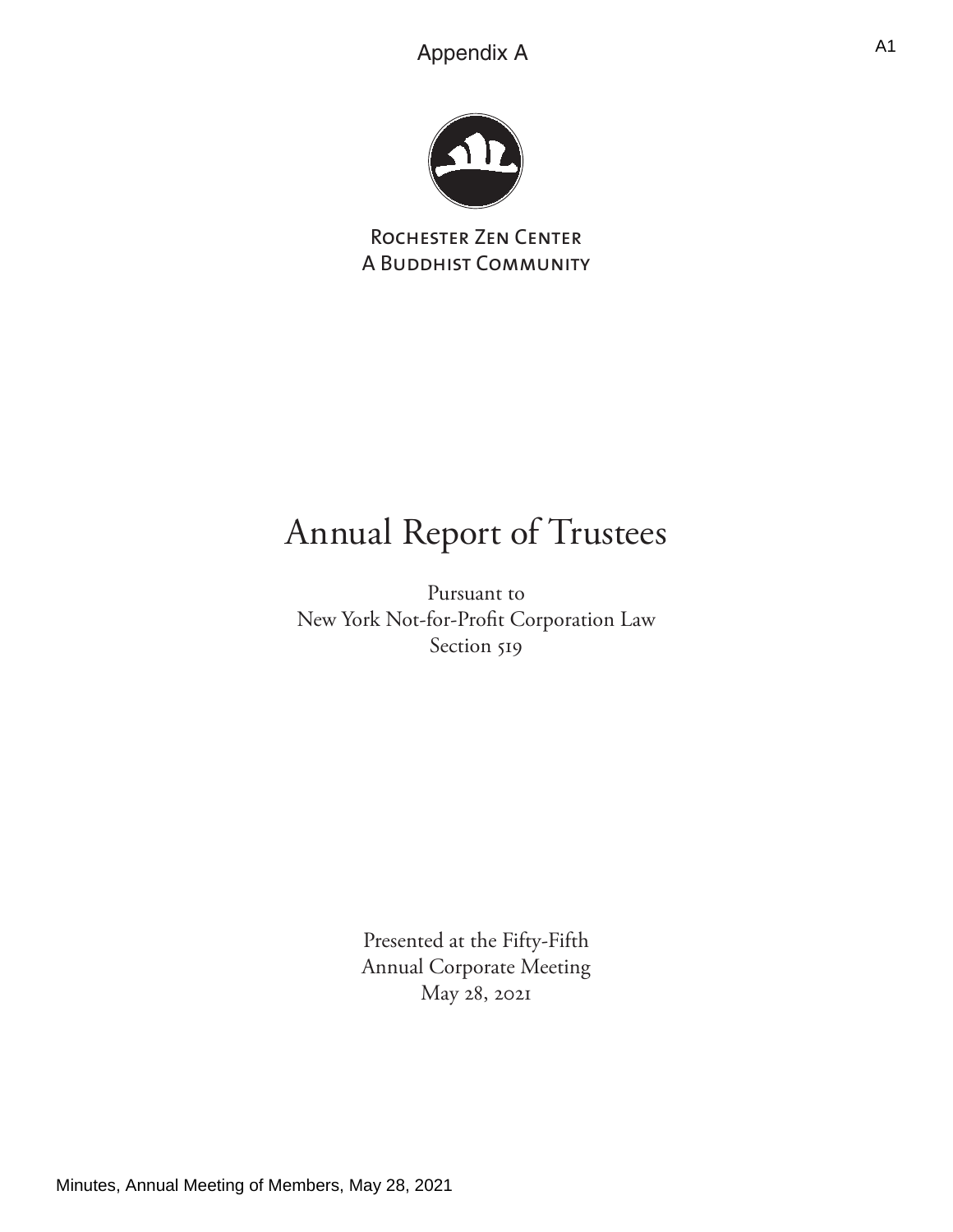Appendix A

Rochester Zen Center
A Buddhist Community

# Annual Report of Trustees

Pursuant to
New York Not-for-Profit Corporation Law
Section 519

Presented at the Fifty-Fifth
Annual Corporate Meeting
May 28, 2021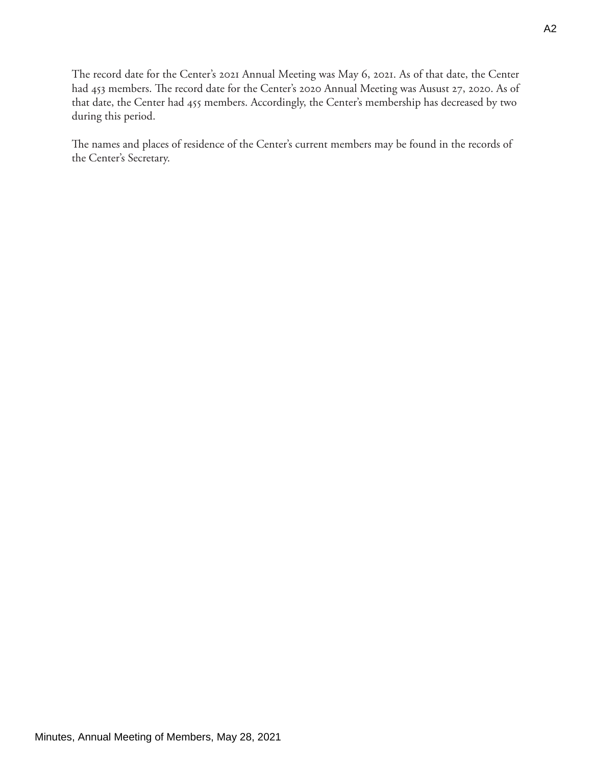The record date for the Center's 2021 Annual Meeting was May 6, 2021. As of that date, the Center had 453 members. The record date for the Center's 2020 Annual Meeting was Ausust 27, 2020. As of that date, the Center had 455 members. Accordingly, the Center's membership has decreased by two during this period.

The names and places of residence of the Center's current members may be found in the records of the Center's Secretary.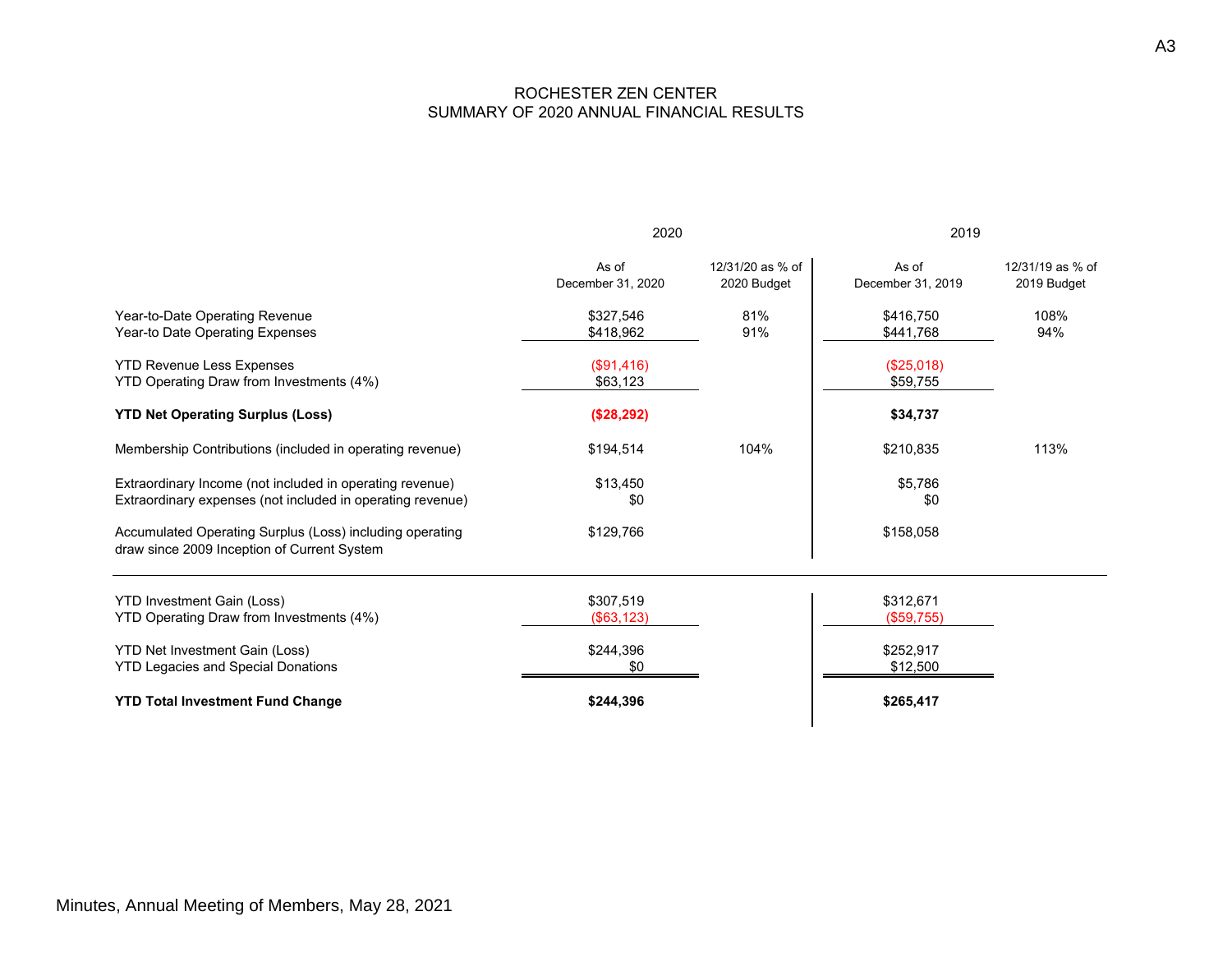# ROCHESTER ZEN CENTER
## SUMMARY OF 2020 ANNUAL FINANCIAL RESULTS

| | 2020 | | 2019 | |
|---|---|---|---|---|
| | As of December 31, 2020 | 12/31/20 as % of 2020 Budget | As of December 31, 2019 | 12/31/19 as % of 2019 Budget |
| Year-to-Date Operating Revenue | $327,546 | 81% | $416,750 | 108% |
| Year-to Date Operating Expenses | $418,962 | 91% | $441,768 | 94% |
| YTD Revenue Less Expenses | ($91,416) | | ($25,018) | |
| YTD Operating Draw from Investments (4%) | $63,123 | | $59,755 | |
| **YTD Net Operating Surplus (Loss)** | **($28,292)** | | **$34,737** | |
| Membership Contributions (included in operating revenue) | $194,514 | 104% | $210,835 | 113% |
| Extraordinary Income (not included in operating revenue) | $13,450 | | $5,786 | |
| Extraordinary expenses (not included in operating revenue) | $0 | | $0 | |
| Accumulated Operating Surplus (Loss) including operating draw since 2009 Inception of Current System | $129,766 | | $158,058 | |
| YTD Investment Gain (Loss) | $307,519 | | $312,671 | |
| YTD Operating Draw from Investments (4%) | ($63,123) | | ($59,755) | |
| YTD Net Investment Gain (Loss) | $244,396 | | $252,917 | |
| YTD Legacies and Special Donations | $0 | | $12,500 | |
| **YTD Total Investment Fund Change** | **$244,396** | | **$265,417** | |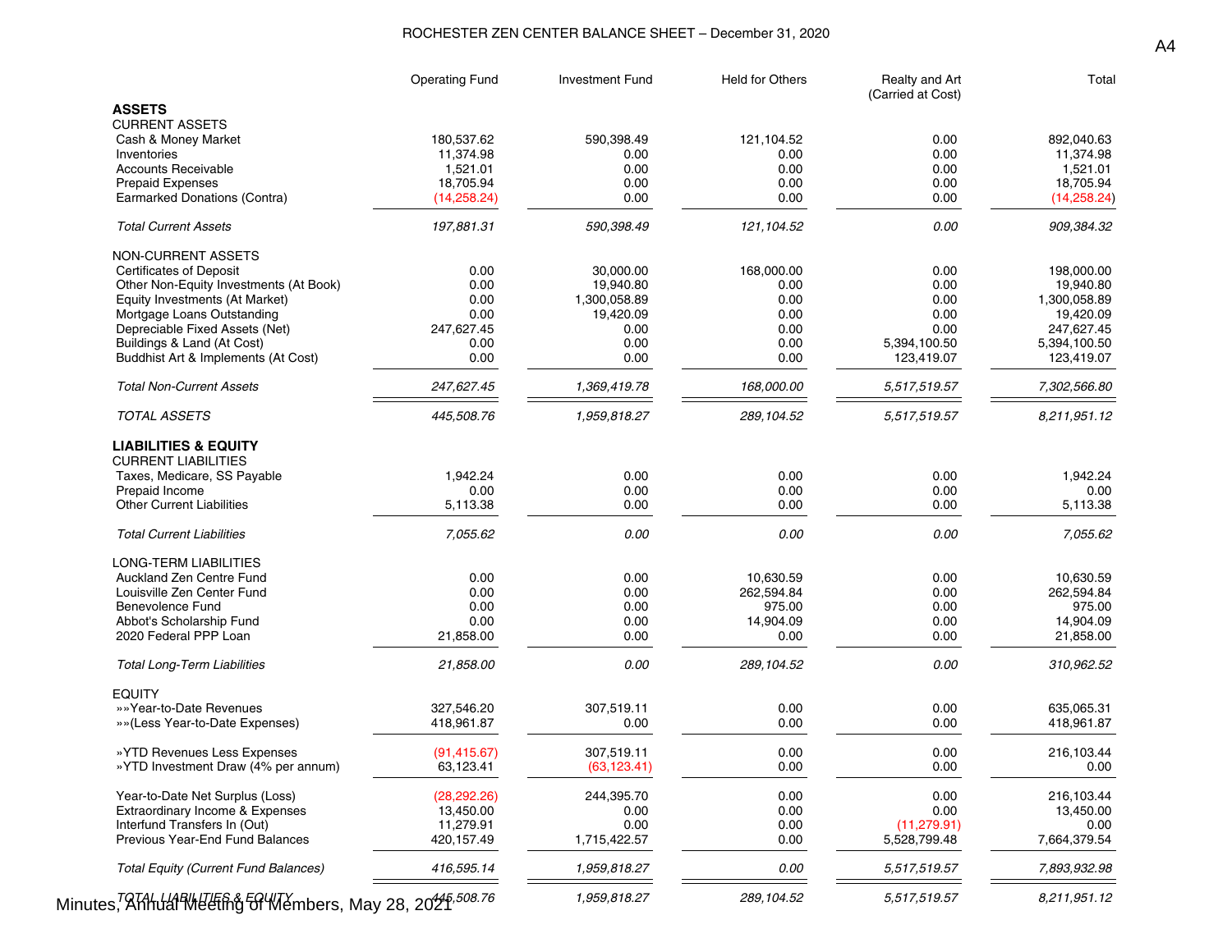# ROCHESTER ZEN CENTER BALANCE SHEET – December 31, 2020

| | Operating Fund | Investment Fund | Held for Others | Realty and Art (Carried at Cost) | Total |
|---|---|---|---|---|---|
| **ASSETS** | | | | | |
| CURRENT ASSETS | | | | | |
| Cash & Money Market | 180,537.62 | 590,398.49 | 121,104.52 | 0.00 | 892,040.63 |
| Inventories | 11,374.98 | 0.00 | 0.00 | 0.00 | 11,374.98 |
| Accounts Receivable | 1,521.01 | 0.00 | 0.00 | 0.00 | 1,521.01 |
| Prepaid Expenses | 18,705.94 | 0.00 | 0.00 | 0.00 | 18,705.94 |
| Earmarked Donations (Contra) | (14,258.24) | 0.00 | 0.00 | 0.00 | (14,258.24) |
| *Total Current Assets* | *197,881.31* | *590,398.49* | *121,104.52* | *0.00* | *909,384.32* |
| NON-CURRENT ASSETS | | | | | |
| Certificates of Deposit | 0.00 | 30,000.00 | 168,000.00 | 0.00 | 198,000.00 |
| Other Non-Equity Investments (At Book) | 0.00 | 19,940.80 | 0.00 | 0.00 | 19,940.80 |
| Equity Investments (At Market) | 0.00 | 1,300,058.89 | 0.00 | 0.00 | 1,300,058.89 |
| Mortgage Loans Outstanding | 0.00 | 19,420.09 | 0.00 | 0.00 | 19,420.09 |
| Depreciable Fixed Assets (Net) | 247,627.45 | 0.00 | 0.00 | 0.00 | 247,627.45 |
| Buildings & Land (At Cost) | 0.00 | 0.00 | 0.00 | 5,394,100.50 | 5,394,100.50 |
| Buddhist Art & Implements (At Cost) | 0.00 | 0.00 | 0.00 | 123,419.07 | 123,419.07 |
| *Total Non-Current Assets* | *247,627.45* | *1,369,419.78* | *168,000.00* | *5,517,519.57* | *7,302,566.80* |
| *TOTAL ASSETS* | *445,508.76* | *1,959,818.27* | *289,104.52* | *5,517,519.57* | *8,211,951.12* |
| **LIABILITIES & EQUITY** | | | | | |
| CURRENT LIABILITIES | | | | | |
| Taxes, Medicare, SS Payable | 1,942.24 | 0.00 | 0.00 | 0.00 | 1,942.24 |
| Prepaid Income | 0.00 | 0.00 | 0.00 | 0.00 | 0.00 |
| Other Current Liabilities | 5,113.38 | 0.00 | 0.00 | 0.00 | 5,113.38 |
| *Total Current Liabilities* | *7,055.62* | *0.00* | *0.00* | *0.00* | *7,055.62* |
| LONG-TERM LIABILITIES | | | | | |
| Auckland Zen Centre Fund | 0.00 | 0.00 | 10,630.59 | 0.00 | 10,630.59 |
| Louisville Zen Center Fund | 0.00 | 0.00 | 262,594.84 | 0.00 | 262,594.84 |
| Benevolence Fund | 0.00 | 0.00 | 975.00 | 0.00 | 975.00 |
| Abbot's Scholarship Fund | 0.00 | 0.00 | 14,904.09 | 0.00 | 14,904.09 |
| 2020 Federal PPP Loan | 21,858.00 | 0.00 | 0.00 | 0.00 | 21,858.00 |
| *Total Long-Term Liabilities* | *21,858.00* | *0.00* | *289,104.52* | *0.00* | *310,962.52* |
| EQUITY | | | | | |
| »»Year-to-Date Revenues | 327,546.20 | 307,519.11 | 0.00 | 0.00 | 635,065.31 |
| »»(Less Year-to-Date Expenses) | 418,961.87 | 0.00 | 0.00 | 0.00 | 418,961.87 |
| »YTD Revenues Less Expenses | (91,415.67) | 307,519.11 | 0.00 | 0.00 | 216,103.44 |
| »YTD Investment Draw (4% per annum) | 63,123.41 | (63,123.41) | 0.00 | 0.00 | 0.00 |
| Year-to-Date Net Surplus (Loss) | (28,292.26) | 244,395.70 | 0.00 | 0.00 | 216,103.44 |
| Extraordinary Income & Expenses | 13,450.00 | 0.00 | 0.00 | 0.00 | 13,450.00 |
| Interfund Transfers In (Out) | 11,279.91 | 0.00 | 0.00 | (11,279.91) | 0.00 |
| Previous Year-End Fund Balances | 420,157.49 | 1,715,422.57 | 0.00 | 5,528,799.48 | 7,664,379.54 |
| *Total Equity (Current Fund Balances)* | *416,595.14* | *1,959,818.27* | *0.00* | *5,517,519.57* | *7,893,932.98* |
| *TOTAL LIABILITIES & EQUITY* | *445,508.76* | *1,959,818.27* | *289,104.52* | *5,517,519.57* | *8,211,951.12* |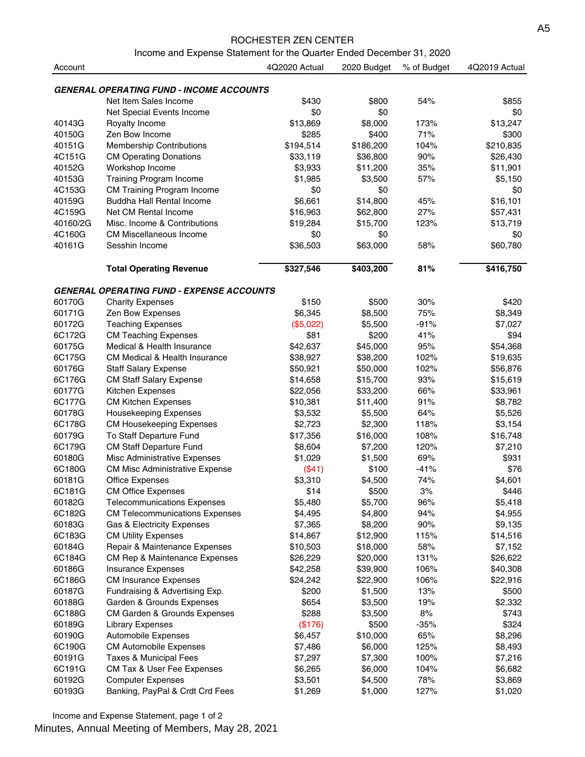ROCHESTER ZEN CENTER

Income and Expense Statement for the Quarter Ended December 31, 2020

| Account | | 4Q2020 Actual | 2020 Budget | % of Budget | 4Q2019 Actual |
|---|---|---|---|---|---|
| ***GENERAL OPERATING FUND - INCOME ACCOUNTS*** | | | | | |
| | Net Item Sales Income | $430 | $800 | 54% | $855 |
| | Net Special Events Income | $0 | $0 | | $0 |
| 40143G | Royalty Income | $13,869 | $8,000 | 173% | $13,247 |
| 40150G | Zen Bow Income | $285 | $400 | 71% | $300 |
| 40151G | Membership Contributions | $194,514 | $186,200 | 104% | $210,835 |
| 4C151G | CM Operating Donations | $33,119 | $36,800 | 90% | $26,430 |
| 40152G | Workshop Income | $3,933 | $11,200 | 35% | $11,901 |
| 40153G | Training Program Income | $1,985 | $3,500 | 57% | $5,150 |
| 4C153G | CM Training Program Income | $0 | $0 | | $0 |
| 40159G | Buddha Hall Rental Income | $6,661 | $14,800 | 45% | $16,101 |
| 4C159G | Net CM Rental Income | $16,963 | $62,800 | 27% | $57,431 |
| 40160/2G | Misc. Income & Contributions | $19,284 | $15,700 | 123% | $13,719 |
| 4C160G | CM Miscellaneous Income | $0 | $0 | | $0 |
| 40161G | Sesshin Income | $36,503 | $63,000 | 58% | $60,780 |
| | **Total Operating Revenue** | **$327,546** | **$403,200** | **81%** | **$416,750** |
| ***GENERAL OPERATING FUND - EXPENSE ACCOUNTS*** | | | | | |
| 60170G | Charity Expenses | $150 | $500 | 30% | $420 |
| 60171G | Zen Bow Expenses | $6,345 | $8,500 | 75% | $8,349 |
| 60172G | Teaching Expenses | ($5,022) | $5,500 | -91% | $7,027 |
| 6C172G | CM Teaching Expenses | $81 | $200 | 41% | $94 |
| 60175G | Medical & Health Insurance | $42,637 | $45,000 | 95% | $54,368 |
| 6C175G | CM Medical & Health Insurance | $38,927 | $38,200 | 102% | $19,635 |
| 60176G | Staff Salary Expense | $50,921 | $50,000 | 102% | $56,876 |
| 6C176G | CM Staff Salary Expense | $14,658 | $15,700 | 93% | $15,619 |
| 60177G | Kitchen Expenses | $22,056 | $33,200 | 66% | $33,961 |
| 6C177G | CM Kitchen Expenses | $10,381 | $11,400 | 91% | $8,782 |
| 60178G | Housekeeping Expenses | $3,532 | $5,500 | 64% | $5,526 |
| 6C178G | CM Housekeeping Expenses | $2,723 | $2,300 | 118% | $3,154 |
| 60179G | To Staff Departure Fund | $17,356 | $16,000 | 108% | $16,748 |
| 6C179G | CM Staff Departure Fund | $8,604 | $7,200 | 120% | $7,210 |
| 60180G | Misc Administrative Expenses | $1,029 | $1,500 | 69% | $931 |
| 6C180G | CM Misc Administrative Expense | ($41) | $100 | -41% | $76 |
| 60181G | Office Expenses | $3,310 | $4,500 | 74% | $4,601 |
| 6C181G | CM Office Expenses | $14 | $500 | 3% | $446 |
| 60182G | Telecommunications Expenses | $5,480 | $5,700 | 96% | $5,418 |
| 6C182G | CM Telecommunications Expenses | $4,495 | $4,800 | 94% | $4,955 |
| 60183G | Gas & Electricity Expenses | $7,365 | $8,200 | 90% | $9,135 |
| 6C183G | CM Utility Expenses | $14,867 | $12,900 | 115% | $14,516 |
| 60184G | Repair & Maintenance Expenses | $10,503 | $18,000 | 58% | $7,152 |
| 6C184G | CM Rep & Maintenance Expenses | $26,229 | $20,000 | 131% | $26,622 |
| 60186G | Insurance Expenses | $42,258 | $39,900 | 106% | $40,308 |
| 6C186G | CM Insurance Expenses | $24,242 | $22,900 | 106% | $22,916 |
| 60187G | Fundraising & Advertising Exp. | $200 | $1,500 | 13% | $500 |
| 60188G | Garden & Grounds Expenses | $654 | $3,500 | 19% | $2,332 |
| 6C188G | CM Garden & Grounds Expenses | $288 | $3,500 | 8% | $743 |
| 60189G | Library Expenses | ($176) | $500 | -35% | $324 |
| 60190G | Automobile Expenses | $6,457 | $10,000 | 65% | $8,296 |
| 6C190G | CM Automobile Expenses | $7,486 | $6,000 | 125% | $8,493 |
| 60191G | Taxes & Municipal Fees | $7,297 | $7,300 | 100% | $7,216 |
| 6C191G | CM Tax & User Fee Expenses | $6,265 | $6,000 | 104% | $6,682 |
| 60192G | Computer Expenses | $3,501 | $4,500 | 78% | $3,869 |
| 60193G | Banking, PayPal & Crdt Crd Fees | $1,269 | $1,000 | 127% | $1,020 |

Income and Expense Statement, page 1 of 2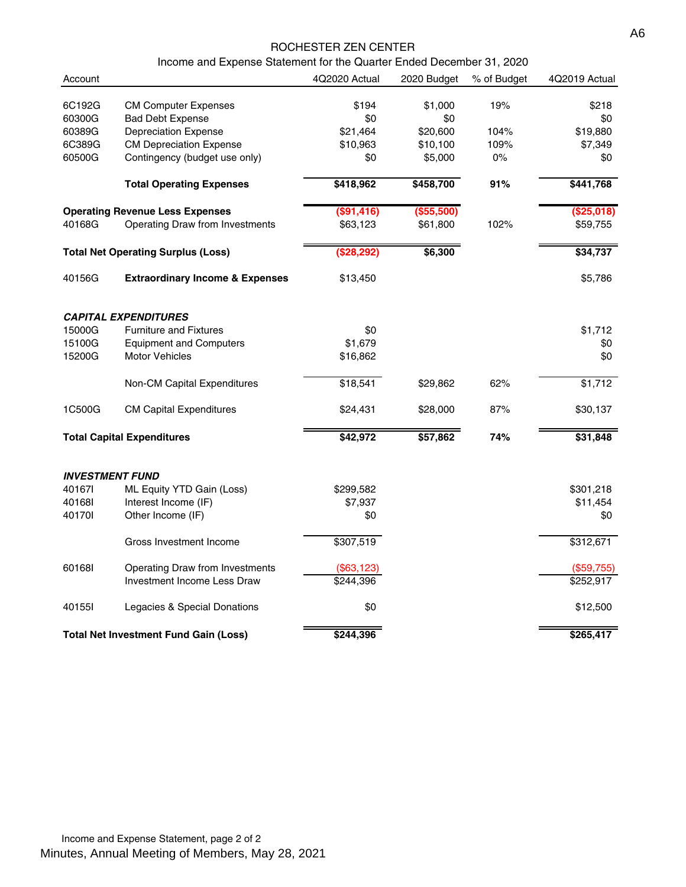ROCHESTER ZEN CENTER

Income and Expense Statement for the Quarter Ended December 31, 2020

| Account | | 4Q2020 Actual | 2020 Budget | % of Budget | 4Q2019 Actual |
|---|---|---|---|---|---|
| 6C192G | CM Computer Expenses | $194 | $1,000 | 19% | $218 |
| 60300G | Bad Debt Expense | $0 | $0 | | $0 |
| 60389G | Depreciation Expense | $21,464 | $20,600 | 104% | $19,880 |
| 6C389G | CM Depreciation Expense | $10,963 | $10,100 | 109% | $7,349 |
| 60500G | Contingency (budget use only) | $0 | $5,000 | 0% | $0 |
| | **Total Operating Expenses** | **$418,962** | **$458,700** | **91%** | **$441,768** |
| **Operating Revenue Less Expenses** | | **($91,416)** | **($55,500)** | | **($25,018)** |
| 40168G | Operating Draw from Investments | $63,123 | $61,800 | 102% | $59,755 |
| **Total Net Operating Surplus (Loss)** | | **($28,292)** | **$6,300** | | **$34,737** |
| 40156G | **Extraordinary Income & Expenses** | $13,450 | | | $5,786 |
| ***CAPITAL EXPENDITURES*** | | | | | |
| 15000G | Furniture and Fixtures | $0 | | | $1,712 |
| 15100G | Equipment and Computers | $1,679 | | | $0 |
| 15200G | Motor Vehicles | $16,862 | | | $0 |
| | Non-CM Capital Expenditures | $18,541 | $29,862 | 62% | $1,712 |
| 1C500G | CM Capital Expenditures | $24,431 | $28,000 | 87% | $30,137 |
| **Total Capital Expenditures** | | **$42,972** | **$57,862** | **74%** | **$31,848** |
| ***INVESTMENT FUND*** | | | | | |
| 40167I | ML Equity YTD Gain (Loss) | $299,582 | | | $301,218 |
| 40168I | Interest Income (IF) | $7,937 | | | $11,454 |
| 40170I | Other Income (IF) | $0 | | | $0 |
| | Gross Investment Income | $307,519 | | | $312,671 |
| 60168I | Operating Draw from Investments | ($63,123) | | | ($59,755) |
| | Investment Income Less Draw | $244,396 | | | $252,917 |
| 40155I | Legacies & Special Donations | $0 | | | $12,500 |
| **Total Net Investment Fund Gain (Loss)** | | **$244,396** | | | **$265,417** |

Income and Expense Statement, page 2 of 2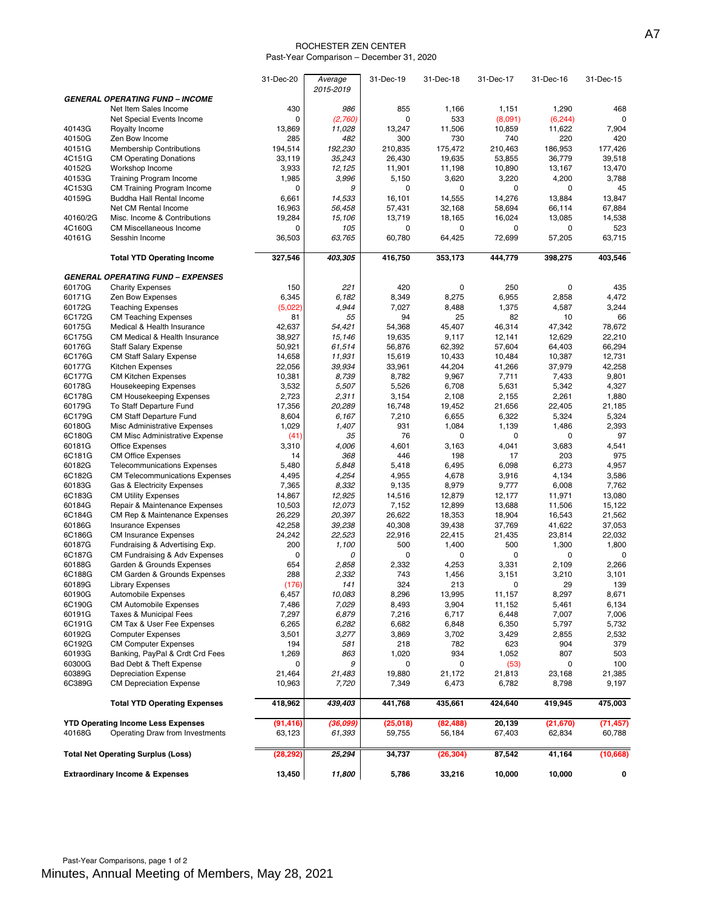# ROCHESTER ZEN CENTER

Past-Year Comparison – December 31, 2020

| | | 31-Dec-20 | *Average 2015-2019* | 31-Dec-19 | 31-Dec-18 | 31-Dec-17 | 31-Dec-16 | 31-Dec-15 |
|---|---|---|---|---|---|---|---|---|
| ***GENERAL OPERATING FUND – INCOME*** | | | | | | | | |
| | Net Item Sales Income | 430 | *986* | 855 | 1,166 | 1,151 | 1,290 | 468 |
| | Net Special Events Income | 0 | *(2,760)* | 0 | 533 | (8,091) | (6,244) | 0 |
| 40143G | Royalty Income | 13,869 | *11,028* | 13,247 | 11,506 | 10,859 | 11,622 | 7,904 |
| 40150G | Zen Bow Income | 285 | *482* | 300 | 730 | 740 | 220 | 420 |
| 40151G | Membership Contributions | 194,514 | *192,230* | 210,835 | 175,472 | 210,463 | 186,953 | 177,426 |
| 4C151G | CM Operating Donations | 33,119 | *35,243* | 26,430 | 19,635 | 53,855 | 36,779 | 39,518 |
| 40152G | Workshop Income | 3,933 | *12,125* | 11,901 | 11,198 | 10,890 | 13,167 | 13,470 |
| 40153G | Training Program Income | 1,985 | *3,996* | 5,150 | 3,620 | 3,220 | 4,200 | 3,788 |
| 4C153G | CM Training Program Income | 0 | *9* | 0 | 0 | 0 | 0 | 45 |
| 40159G | Buddha Hall Rental Income | 6,661 | *14,533* | 16,101 | 14,555 | 14,276 | 13,884 | 13,847 |
| | Net CM Rental Income | 16,963 | *56,458* | 57,431 | 32,168 | 58,694 | 66,114 | 67,884 |
| 40160/2G | Misc. Income & Contributions | 19,284 | *15,106* | 13,719 | 18,165 | 16,024 | 13,085 | 14,538 |
| 4C160G | CM Miscellaneous Income | 0 | *105* | 0 | 0 | 0 | 0 | 523 |
| 40161G | Sesshin Income | 36,503 | *63,765* | 60,780 | 64,425 | 72,699 | 57,205 | 63,715 |
| | **Total YTD Operating Income** | **327,546** | ***403,305*** | **416,750** | **353,173** | **444,779** | **398,275** | **403,546** |
| ***GENERAL OPERATING FUND – EXPENSES*** | | | | | | | | |
| 60170G | Charity Expenses | 150 | *221* | 420 | 0 | 250 | 0 | 435 |
| 60171G | Zen Bow Expenses | 6,345 | *6,182* | 8,349 | 8,275 | 6,955 | 2,858 | 4,472 |
| 60172G | Teaching Expenses | (5,022) | *4,944* | 7,027 | 8,488 | 1,375 | 4,587 | 3,244 |
| 6C172G | CM Teaching Expenses | 81 | *55* | 94 | 25 | 82 | 10 | 66 |
| 60175G | Medical & Health Insurance | 42,637 | *54,421* | 54,368 | 45,407 | 46,314 | 47,342 | 78,672 |
| 6C175G | CM Medical & Health Insurance | 38,927 | *15,146* | 19,635 | 9,117 | 12,141 | 12,629 | 22,210 |
| 60176G | Staff Salary Expense | 50,921 | *61,514* | 56,876 | 62,392 | 57,604 | 64,403 | 66,294 |
| 6C176G | CM Staff Salary Expense | 14,658 | *11,931* | 15,619 | 10,433 | 10,484 | 10,387 | 12,731 |
| 60177G | Kitchen Expenses | 22,056 | *39,934* | 33,961 | 44,204 | 41,266 | 37,979 | 42,258 |
| 6C177G | CM Kitchen Expenses | 10,381 | *8,739* | 8,782 | 9,967 | 7,711 | 7,433 | 9,801 |
| 60178G | Housekeeping Expenses | 3,532 | *5,507* | 5,526 | 6,708 | 5,631 | 5,342 | 4,327 |
| 6C178G | CM Housekeeping Expenses | 2,723 | *2,311* | 3,154 | 2,108 | 2,155 | 2,261 | 1,880 |
| 60179G | To Staff Departure Fund | 17,356 | *20,289* | 16,748 | 19,452 | 21,656 | 22,405 | 21,185 |
| 6C179G | CM Staff Departure Fund | 8,604 | *6,167* | 7,210 | 6,655 | 6,322 | 5,324 | 5,324 |
| 60180G | Misc Administrative Expenses | 1,029 | *1,407* | 931 | 1,084 | 1,139 | 1,486 | 2,393 |
| 6C180G | CM Misc Administrative Expense | (41) | *35* | 76 | 0 | 0 | 0 | 97 |
| 60181G | Office Expenses | 3,310 | *4,006* | 4,601 | 3,163 | 4,041 | 3,683 | 4,541 |
| 6C181G | CM Office Expenses | 14 | *368* | 446 | 198 | 17 | 203 | 975 |
| 60182G | Telecommunications Expenses | 5,480 | *5,848* | 5,418 | 6,495 | 6,098 | 6,273 | 4,957 |
| 6C182G | CM Telecommunications Expenses | 4,495 | *4,254* | 4,955 | 4,678 | 3,916 | 4,134 | 3,586 |
| 60183G | Gas & Electricity Expenses | 7,365 | *8,332* | 9,135 | 8,979 | 9,777 | 6,008 | 7,762 |
| 6C183G | CM Utility Expenses | 14,867 | *12,925* | 14,516 | 12,879 | 12,177 | 11,971 | 13,080 |
| 60184G | Repair & Maintenance Expenses | 10,503 | *12,073* | 7,152 | 12,899 | 13,688 | 11,506 | 15,122 |
| 6C184G | CM Rep & Maintenance Expenses | 26,229 | *20,397* | 26,622 | 18,353 | 18,904 | 16,543 | 21,562 |
| 60186G | Insurance Expenses | 42,258 | *39,238* | 40,308 | 39,438 | 37,769 | 41,622 | 37,053 |
| 6C186G | CM Insurance Expenses | 24,242 | *22,523* | 22,916 | 22,415 | 21,435 | 23,814 | 22,032 |
| 60187G | Fundraising & Advertising Exp. | 200 | *1,100* | 500 | 1,400 | 500 | 1,300 | 1,800 |
| 6C187G | CM Fundraising & Adv Expenses | 0 | *0* | 0 | 0 | 0 | 0 | 0 |
| 60188G | Garden & Grounds Expenses | 654 | *2,858* | 2,332 | 4,253 | 3,331 | 2,109 | 2,266 |
| 6C188G | CM Garden & Grounds Expenses | 288 | *2,332* | 743 | 1,456 | 3,151 | 3,210 | 3,101 |
| 60189G | Library Expenses | (176) | *141* | 324 | 213 | 0 | 29 | 139 |
| 60190G | Automobile Expenses | 6,457 | *10,083* | 8,296 | 13,995 | 11,157 | 8,297 | 8,671 |
| 6C190G | CM Automobile Expenses | 7,486 | *7,029* | 8,493 | 3,904 | 11,152 | 5,461 | 6,134 |
| 60191G | Taxes & Municipal Fees | 7,297 | *6,879* | 7,216 | 6,717 | 6,448 | 7,007 | 7,006 |
| 6C191G | CM Tax & User Fee Expenses | 6,265 | *6,282* | 6,682 | 6,848 | 6,350 | 5,797 | 5,732 |
| 60192G | Computer Expenses | 3,501 | *3,277* | 3,869 | 3,702 | 3,429 | 2,855 | 2,532 |
| 6C192G | CM Computer Expenses | 194 | *581* | 218 | 782 | 623 | 904 | 379 |
| 60193G | Banking, PayPal & Crdt Crd Fees | 1,269 | *863* | 1,020 | 934 | 1,052 | 807 | 503 |
| 60300G | Bad Debt & Theft Expense | 0 | *9* | 0 | 0 | (53) | 0 | 100 |
| 60389G | Depreciation Expense | 21,464 | *21,483* | 19,880 | 21,172 | 21,813 | 23,168 | 21,385 |
| 6C389G | CM Depreciation Expense | 10,963 | *7,720* | 7,349 | 6,473 | 6,782 | 8,798 | 9,197 |
| | **Total YTD Operating Expenses** | **418,962** | ***439,403*** | **441,768** | **435,661** | **424,640** | **419,945** | **475,003** |
| **YTD Operating Income Less Expenses** | | **(91,416)** | ***(36,099)*** | **(25,018)** | **(82,488)** | **20,139** | **(21,670)** | **(71,457)** |
| 40168G | Operating Draw from Investments | 63,123 | *61,393* | 59,755 | 56,184 | 67,403 | 62,834 | 60,788 |
| **Total Net Operating Surplus (Loss)** | | **(28,292)** | ***25,294*** | **34,737** | **(26,304)** | **87,542** | **41,164** | **(10,668)** |
| **Extraordinary Income & Expenses** | | **13,450** | ***11,800*** | **5,786** | **33,216** | **10,000** | **10,000** | **0** |

Past-Year Comparisons, page 1 of 2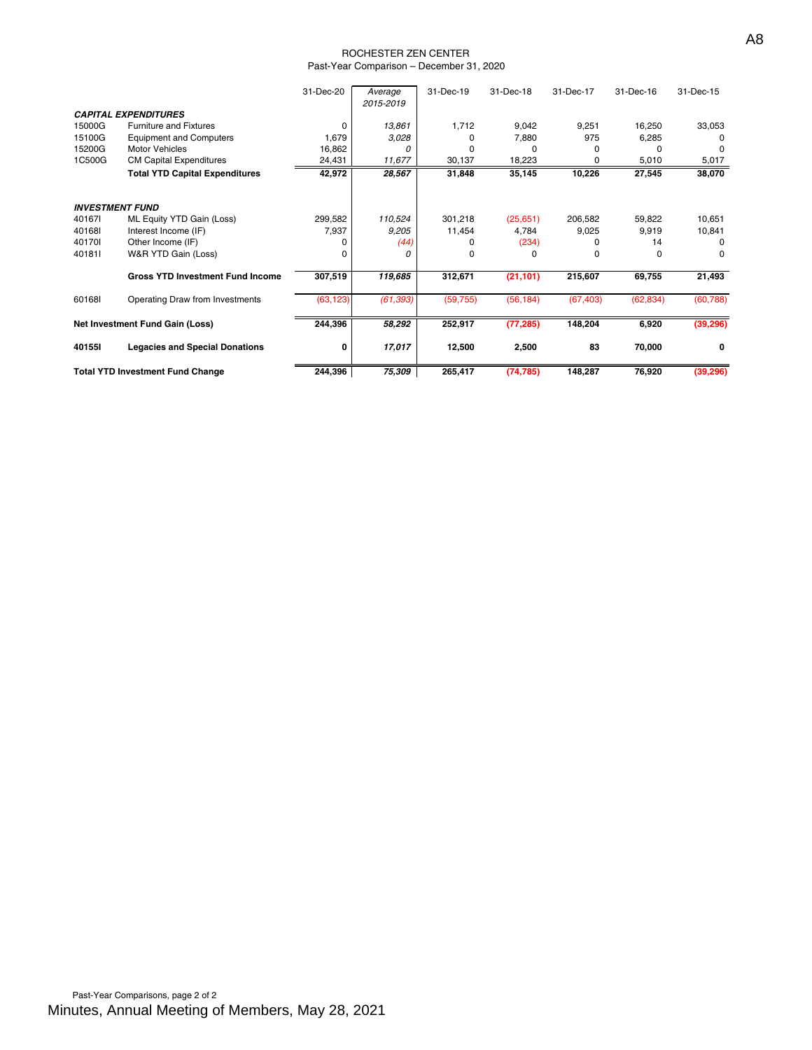ROCHESTER ZEN CENTER
Past-Year Comparison – December 31, 2020

| | | 31-Dec-20 | *Average 2015-2019* | 31-Dec-19 | 31-Dec-18 | 31-Dec-17 | 31-Dec-16 | 31-Dec-15 |
|---|---|---|---|---|---|---|---|---|
| ***CAPITAL EXPENDITURES*** | | | | | | | | |
| 15000G | Furniture and Fixtures | 0 | *13,861* | 1,712 | 9,042 | 9,251 | 16,250 | 33,053 |
| 15100G | Equipment and Computers | 1,679 | *3,028* | 0 | 7,880 | 975 | 6,285 | 0 |
| 15200G | Motor Vehicles | 16,862 | *0* | 0 | 0 | 0 | 0 | 0 |
| 1C500G | CM Capital Expenditures | 24,431 | *11,677* | 30,137 | 18,223 | 0 | 5,010 | 5,017 |
| | **Total YTD Capital Expenditures** | **42,972** | ***28,567*** | **31,848** | **35,145** | **10,226** | **27,545** | **38,070** |
| ***INVESTMENT FUND*** | | | | | | | | |
| 40167I | ML Equity YTD Gain (Loss) | 299,582 | *110,524* | 301,218 | (25,651) | 206,582 | 59,822 | 10,651 |
| 40168I | Interest Income (IF) | 7,937 | *9,205* | 11,454 | 4,784 | 9,025 | 9,919 | 10,841 |
| 40170I | Other Income (IF) | 0 | *(44)* | 0 | (234) | 0 | 14 | 0 |
| 40181I | W&R YTD Gain (Loss) | 0 | *0* | 0 | 0 | 0 | 0 | 0 |
| | **Gross YTD Investment Fund Income** | **307,519** | ***119,685*** | **312,671** | **(21,101)** | **215,607** | **69,755** | **21,493** |
| 60168I | Operating Draw from Investments | (63,123) | *(61,393)* | (59,755) | (56,184) | (67,403) | (62,834) | (60,788) |
| **Net Investment Fund Gain (Loss)** | | **244,396** | ***58,292*** | **252,917** | **(77,285)** | **148,204** | **6,920** | **(39,296)** |
| **40155I** | **Legacies and Special Donations** | **0** | ***17,017*** | **12,500** | **2,500** | **83** | **70,000** | **0** |
| **Total YTD Investment Fund Change** | | **244,396** | ***75,309*** | **265,417** | **(74,785)** | **148,287** | **76,920** | **(39,296)** |

Past-Year Comparisons, page 2 of 2

Minutes, Annual Meeting of Members, May 28, 2021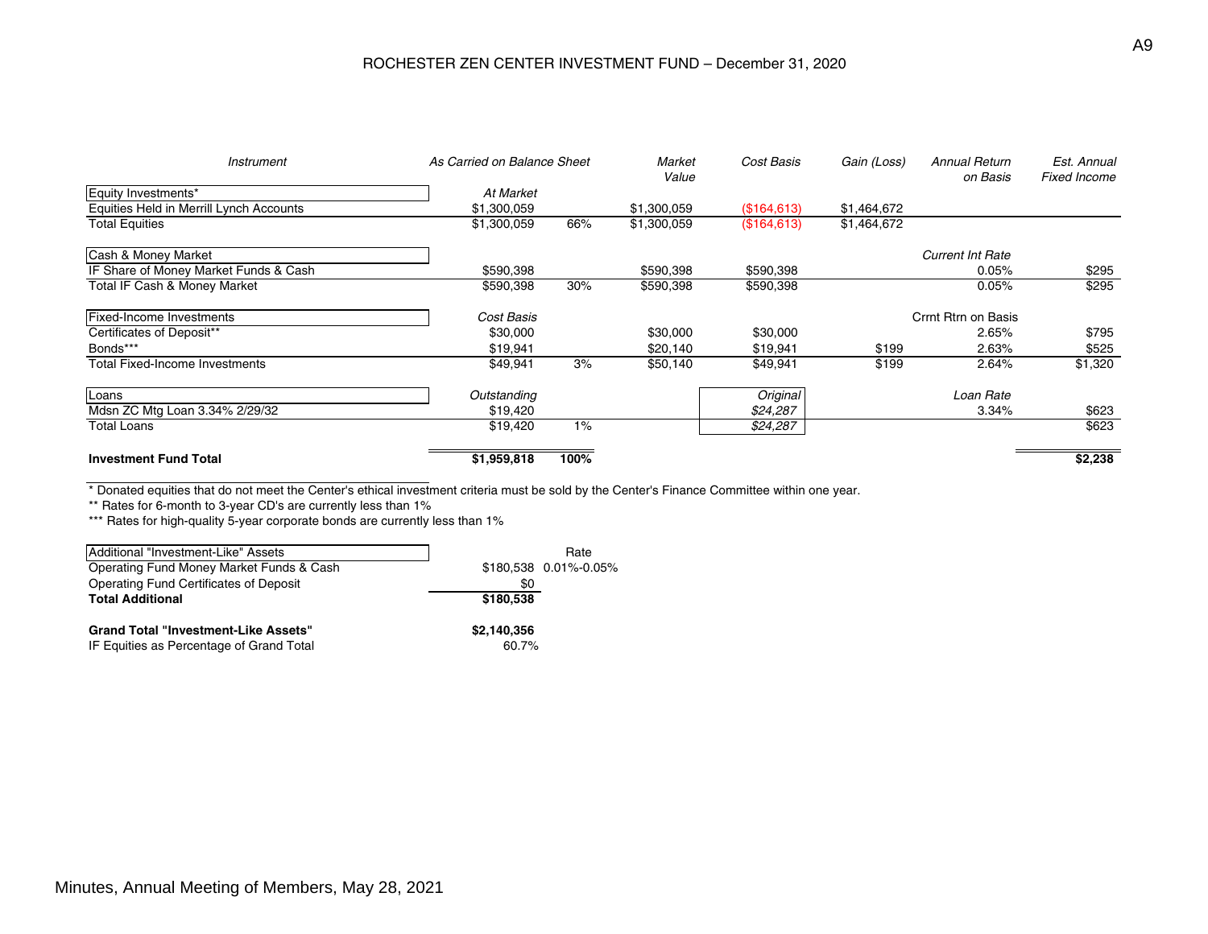# ROCHESTER ZEN CENTER INVESTMENT FUND – December 31, 2020

| Instrument | As Carried on Balance Sheet | | Market Value | Cost Basis | Gain (Loss) | Annual Return on Basis | Est. Annual Fixed Income |
|---|---|---|---|---|---|---|---|
| Equity Investments* | *At Market* | | | | | | |
| Equities Held in Merrill Lynch Accounts | $1,300,059 | | $1,300,059 | ($164,613) | $1,464,672 | | |
| Total Equities | $1,300,059 | 66% | $1,300,059 | ($164,613) | $1,464,672 | | |
| Cash & Money Market | | | | | | *Current Int Rate* | |
| IF Share of Money Market Funds & Cash | $590,398 | | $590,398 | $590,398 | | 0.05% | $295 |
| Total IF Cash & Money Market | $590,398 | 30% | $590,398 | $590,398 | | 0.05% | $295 |
| Fixed-Income Investments | *Cost Basis* | | | | | Crrnt Rtrn on Basis | |
| Certificates of Deposit** | $30,000 | | $30,000 | $30,000 | | 2.65% | $795 |
| Bonds*** | $19,941 | | $20,140 | $19,941 | $199 | 2.63% | $525 |
| Total Fixed-Income Investments | $49,941 | 3% | $50,140 | $49,941 | $199 | 2.64% | $1,320 |
| Loans | *Outstanding* | | | *Original* | | *Loan Rate* | |
| Mdsn ZC Mtg Loan 3.34% 2/29/32 | $19,420 | | | *$24,287* | | 3.34% | $623 |
| Total Loans | $19,420 | 1% | | *$24,287* | | | $623 |
| **Investment Fund Total** | **$1,959,818** | **100%** | | | | | **$2,238** |

\* Donated equities that do not meet the Center's ethical investment criteria must be sold by the Center's Finance Committee within one year.
** Rates for 6-month to 3-year CD's are currently less than 1%
*** Rates for high-quality 5-year corporate bonds are currently less than 1%

| Additional "Investment-Like" Assets | | Rate |
|---|---|---|
| Operating Fund Money Market Funds & Cash | $180,538 | 0.01%-0.05% |
| Operating Fund Certificates of Deposit | $0 | |
| **Total Additional** | **$180,538** | |
| **Grand Total "Investment-Like Assets"** | **$2,140,356** | |
| IF Equities as Percentage of Grand Total | 60.7% | |

Minutes, Annual Meeting of Members, May 28, 2021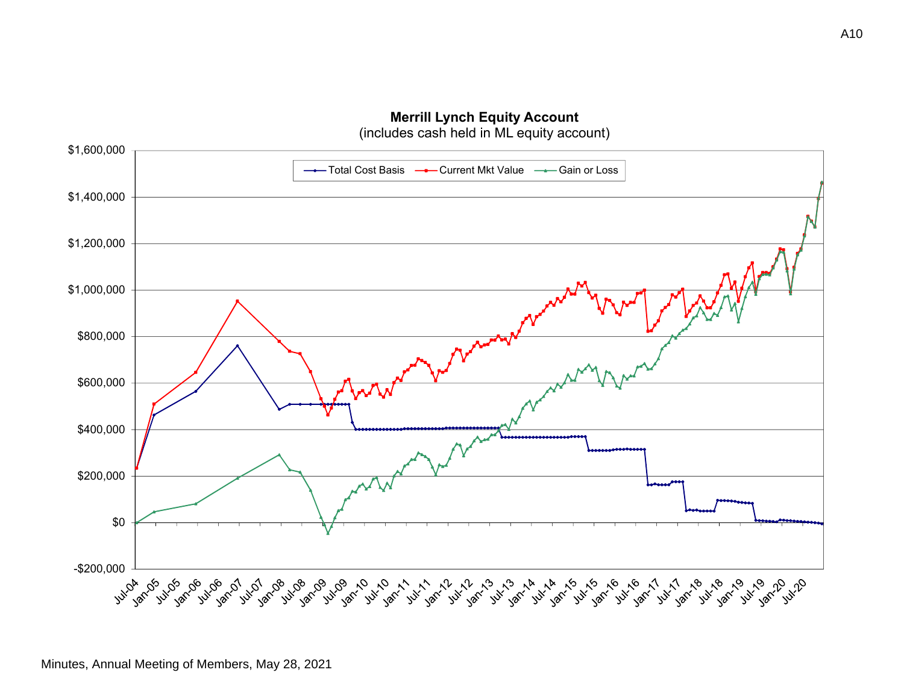**Merrill Lynch Equity Account**
(includes cash held in ML equity account)

Legend: Total Cost Basis, Current Mkt Value, Gain or Loss

Y-axis: -$200,000; $0; $200,000; $400,000; $600,000; $800,000; $1,000,000; $1,200,000; $1,400,000; $1,600,000

X-axis: Jul-04, Jan-05, Jul-05, Jan-06, Jul-06, Jan-07, Jul-07, Jan-08, Jul-08, Jan-09, Jul-09, Jan-10, Jul-10, Jan-11, Jul-11, Jan-12, Jul-12, Jan-13, Jul-13, Jan-14, Jul-14, Jan-15, Jul-15, Jan-16, Jul-16, Jan-17, Jul-17, Jan-18, Jul-18, Jan-19, Jul-19, Jan-20, Jul-20

Minutes, Annual Meeting of Members, May 28, 2021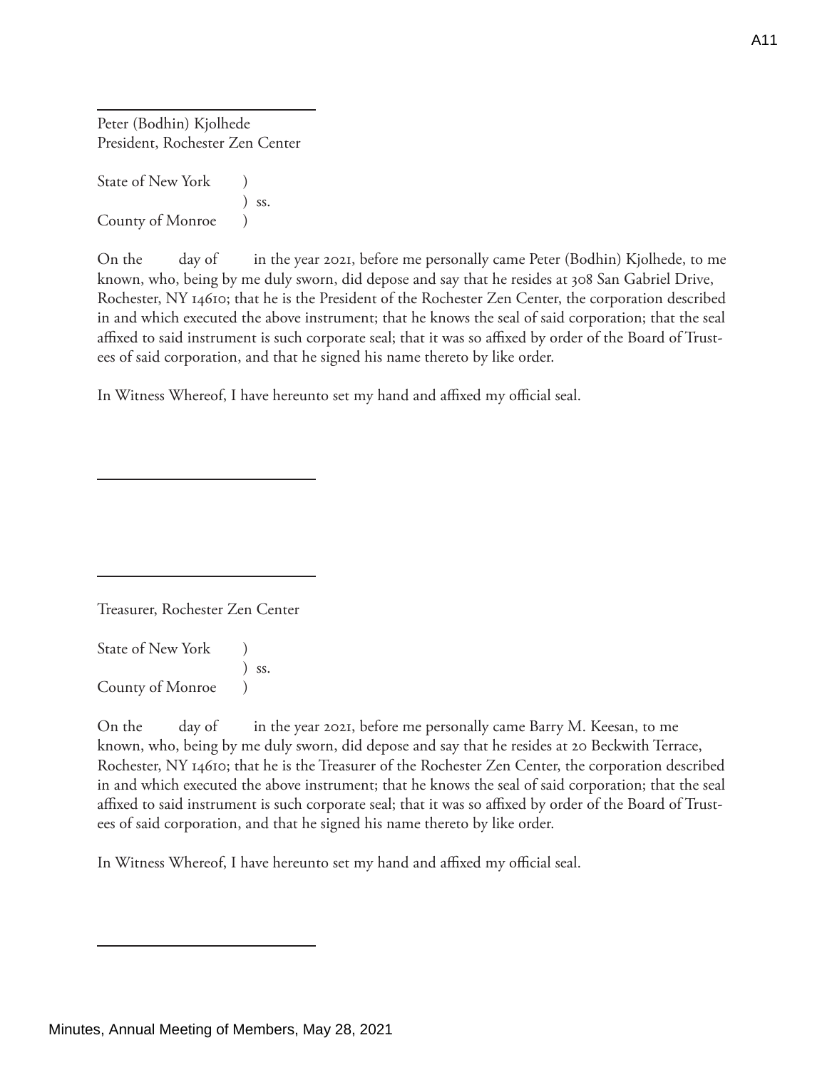\_\_\_\_\_\_\_\_\_\_\_\_\_\_\_\_\_\_\_\_\_\_\_\_\_\_\_\_

Peter (Bodhin) Kjolhede
President, Rochester Zen Center

State of New York )
) ss.
County of Monroe )

On the day of in the year 2021, before me personally came Peter (Bodhin) Kjolhede, to me known, who, being by me duly sworn, did depose and say that he resides at 308 San Gabriel Drive, Rochester, NY 14610; that he is the President of the Rochester Zen Center, the corporation described in and which executed the above instrument; that he knows the seal of said corporation; that the seal affixed to said instrument is such corporate seal; that it was so affixed by order of the Board of Trustees of said corporation, and that he signed his name thereto by like order.

In Witness Whereof, I have hereunto set my hand and affixed my official seal.

\_\_\_\_\_\_\_\_\_\_\_\_\_\_\_\_\_\_\_\_\_\_\_\_\_\_\_\_

\_\_\_\_\_\_\_\_\_\_\_\_\_\_\_\_\_\_\_\_\_\_\_\_\_\_\_\_

Treasurer, Rochester Zen Center

State of New York )
) ss.
County of Monroe )

On the day of in the year 2021, before me personally came Barry M. Keesan, to me known, who, being by me duly sworn, did depose and say that he resides at 20 Beckwith Terrace, Rochester, NY 14610; that he is the Treasurer of the Rochester Zen Center, the corporation described in and which executed the above instrument; that he knows the seal of said corporation; that the seal affixed to said instrument is such corporate seal; that it was so affixed by order of the Board of Trustees of said corporation, and that he signed his name thereto by like order.

In Witness Whereof, I have hereunto set my hand and affixed my official seal.

\_\_\_\_\_\_\_\_\_\_\_\_\_\_\_\_\_\_\_\_\_\_\_\_\_\_\_\_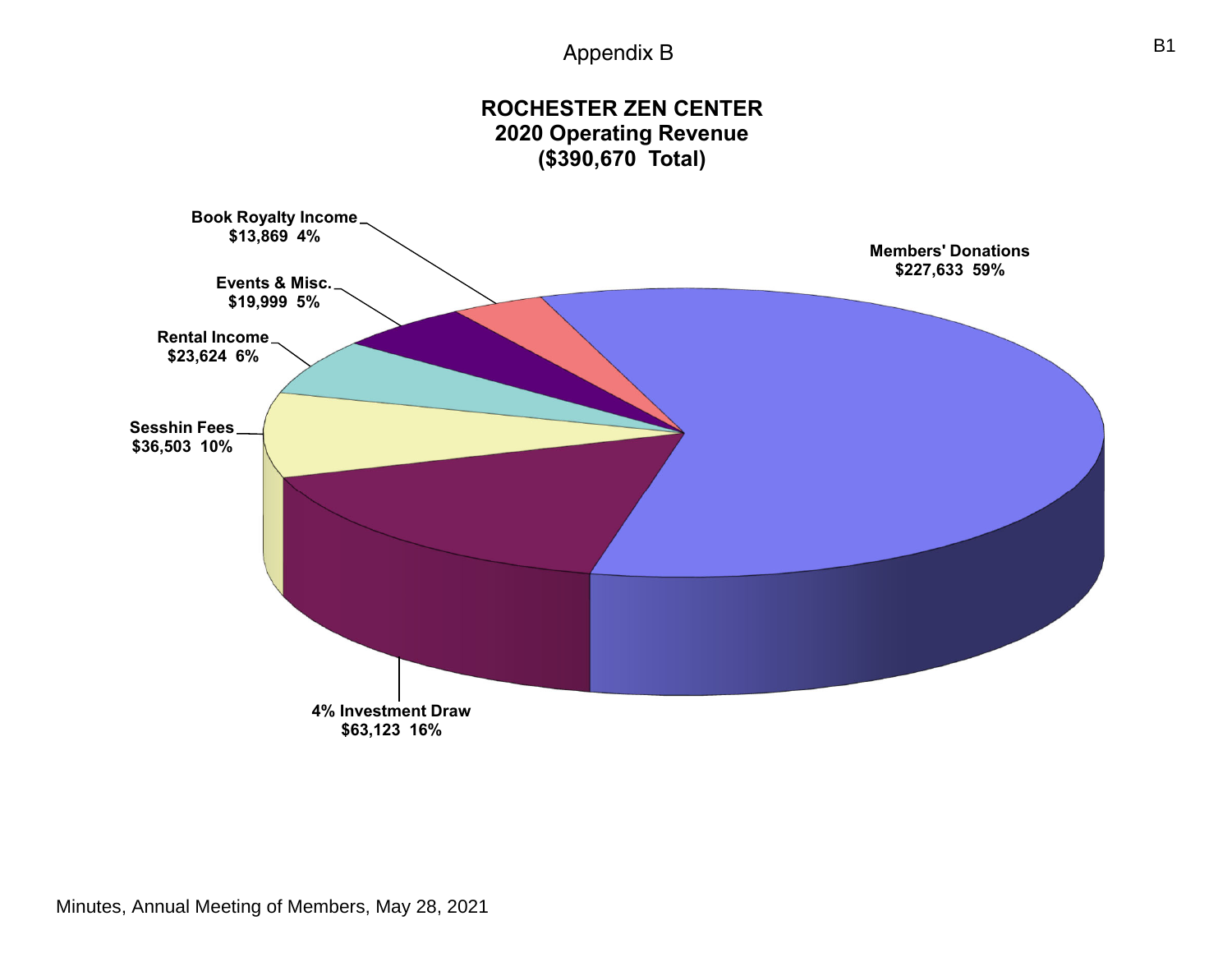Appendix B

# ROCHESTER ZEN CENTER
## 2020 Operating Revenue
## ($390,670 Total)

**Book Royalty Income**
**$13,869 4%**

**Members' Donations**
**$227,633 59%**

**Events & Misc.**
**$19,999 5%**

**Rental Income**
**$23,624 6%**

**Sesshin Fees**
**$36,503 10%**

**4% Investment Draw**
**$63,123 16%**

Minutes, Annual Meeting of Members, May 28, 2021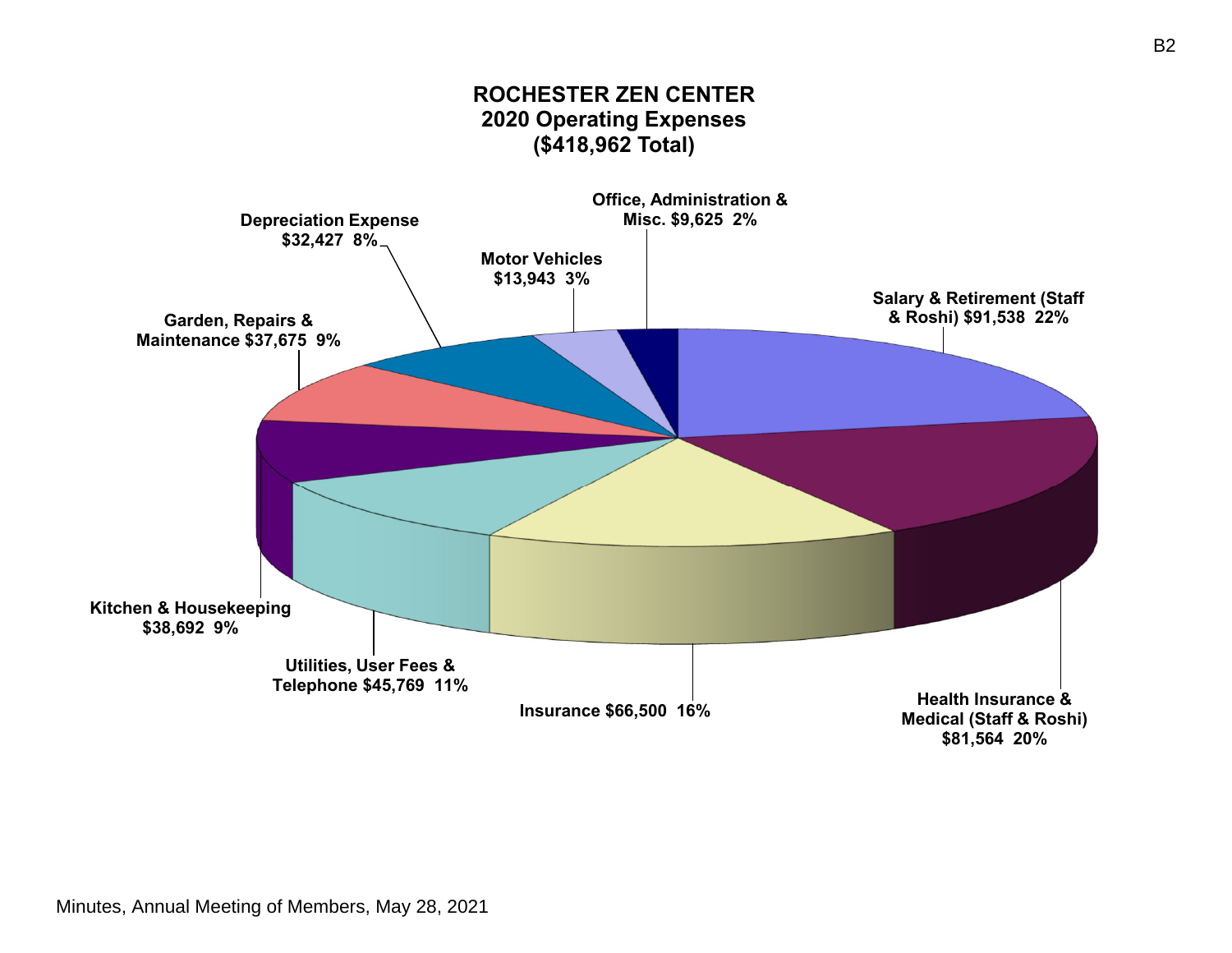# ROCHESTER ZEN CENTER
## 2020 Operating Expenses
## ($418,962 Total)

- Salary & Retirement (Staff & Roshi) $91,538 22%
- Health Insurance & Medical (Staff & Roshi) $81,564 20%
- Insurance $66,500 16%
- Utilities, User Fees & Telephone $45,769 11%
- Kitchen & Housekeeping $38,692 9%
- Garden, Repairs & Maintenance $37,675 9%
- Depreciation Expense $32,427 8%
- Motor Vehicles $13,943 3%
- Office, Administration & Misc. $9,625 2%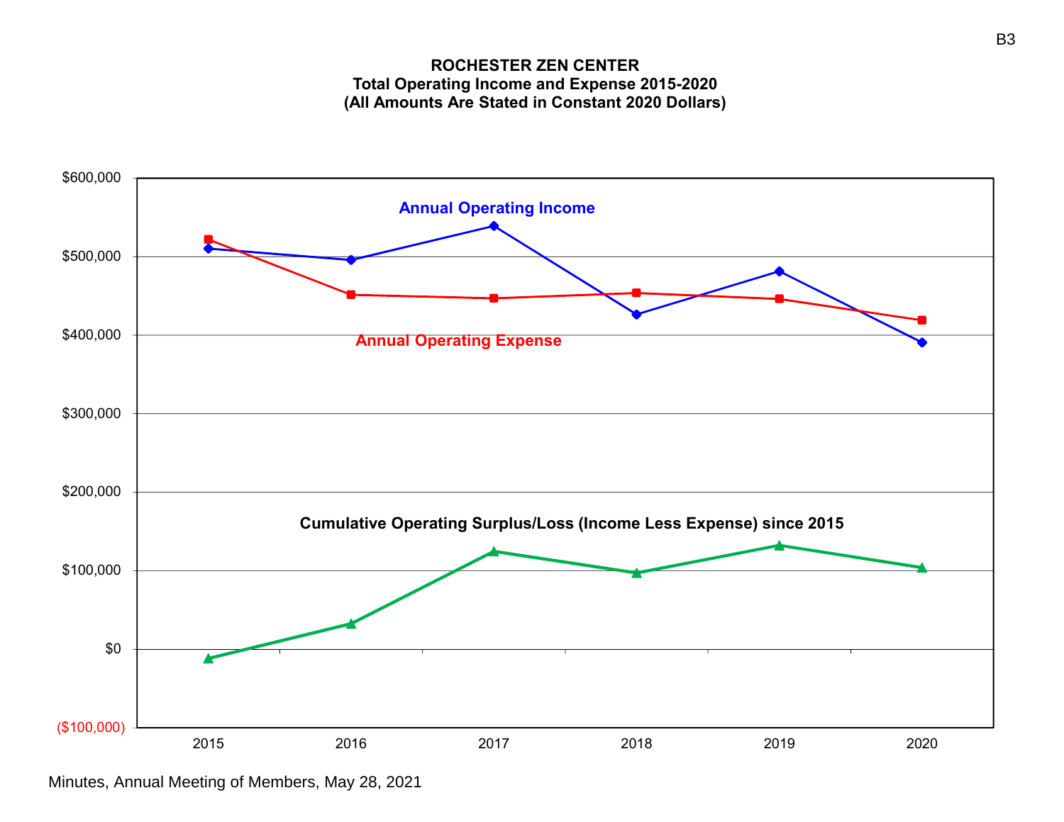B3

**ROCHESTER ZEN CENTER**
**Total Operating Income and Expense 2015-2020**
**(All Amounts Are Stated in Constant 2020 Dollars)**

Annual Operating Income

Annual Operating Expense

Cumulative Operating Surplus/Loss (Income Less Expense) since 2015

$600,000
$500,000
$400,000
$300,000
$200,000
$100,000
$0
($100,000)

2015 2016 2017 2018 2019 2020

Minutes, Annual Meeting of Members, May 28, 2021